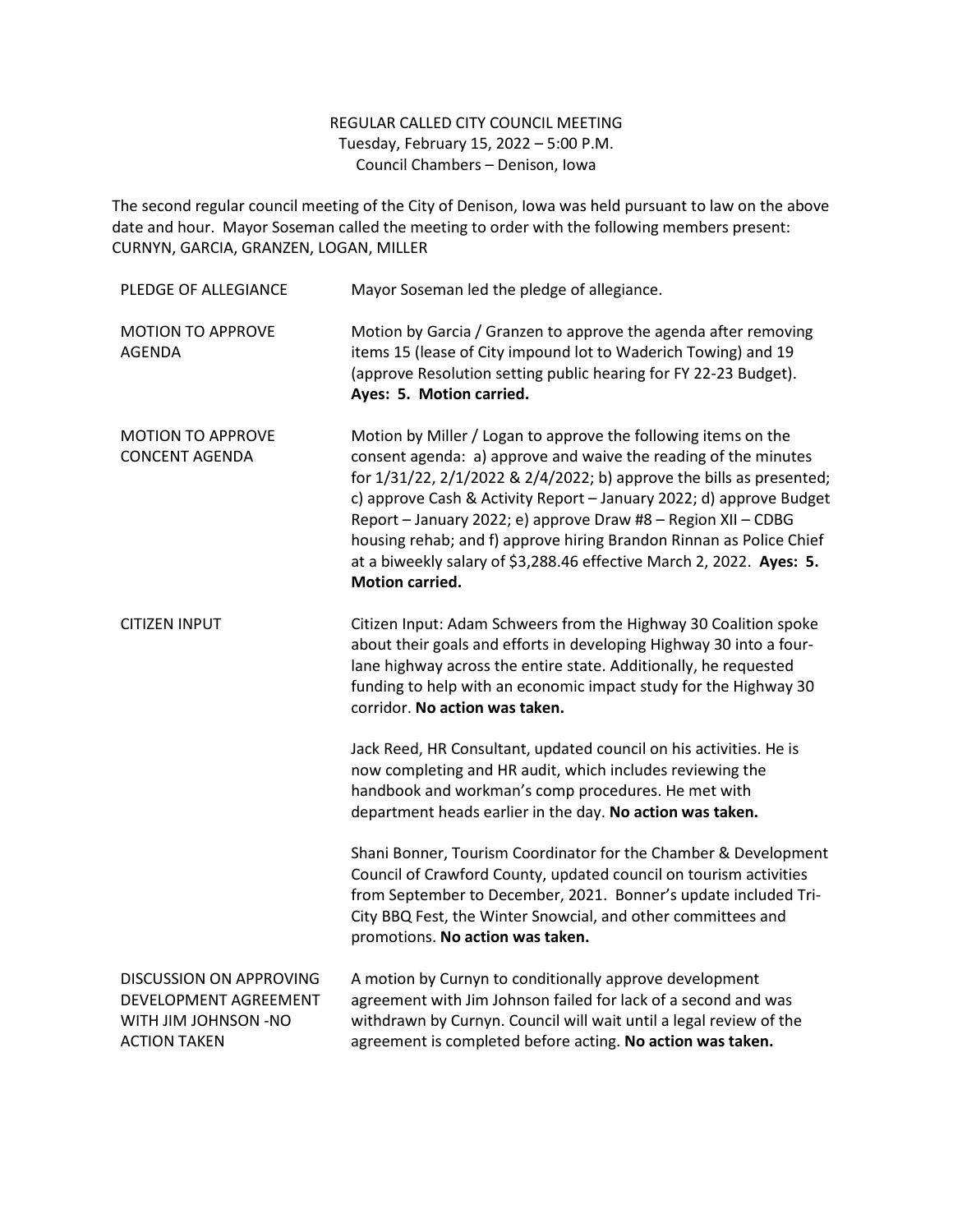REGULAR CALLED CITY COUNCIL MEETING
Tuesday, February 15, 2022 – 5:00 P.M.
Council Chambers – Denison, Iowa

The second regular council meeting of the City of Denison, Iowa was held pursuant to law on the above date and hour. Mayor Soseman called the meeting to order with the following members present: CURNYN, GARCIA, GRANZEN, LOGAN, MILLER

| | |
|---|---|
| PLEDGE OF ALLEGIANCE | Mayor Soseman led the pledge of allegiance. |
| MOTION TO APPROVE AGENDA | Motion by Garcia / Granzen to approve the agenda after removing items 15 (lease of City impound lot to Waderich Towing) and 19 (approve Resolution setting public hearing for FY 22-23 Budget). **Ayes: 5. Motion carried.** |
| MOTION TO APPROVE CONCENT AGENDA | Motion by Miller / Logan to approve the following items on the consent agenda: a) approve and waive the reading of the minutes for 1/31/22, 2/1/2022 & 2/4/2022; b) approve the bills as presented; c) approve Cash & Activity Report – January 2022; d) approve Budget Report – January 2022; e) approve Draw #8 – Region XII – CDBG housing rehab; and f) approve hiring Brandon Rinnan as Police Chief at a biweekly salary of $3,288.46 effective March 2, 2022. **Ayes: 5. Motion carried.** |
| CITIZEN INPUT | Citizen Input: Adam Schweers from the Highway 30 Coalition spoke about their goals and efforts in developing Highway 30 into a four-lane highway across the entire state. Additionally, he requested funding to help with an economic impact study for the Highway 30 corridor. **No action was taken.** |
| | Jack Reed, HR Consultant, updated council on his activities. He is now completing and HR audit, which includes reviewing the handbook and workman's comp procedures. He met with department heads earlier in the day. **No action was taken.** |
| | Shani Bonner, Tourism Coordinator for the Chamber & Development Council of Crawford County, updated council on tourism activities from September to December, 2021. Bonner's update included Tri-City BBQ Fest, the Winter Snowcial, and other committees and promotions. **No action was taken.** |
| DISCUSSION ON APPROVING DEVELOPMENT AGREEMENT WITH JIM JOHNSON -NO ACTION TAKEN | A motion by Curnyn to conditionally approve development agreement with Jim Johnson failed for lack of a second and was withdrawn by Curnyn. Council will wait until a legal review of the agreement is completed before acting. **No action was taken.** |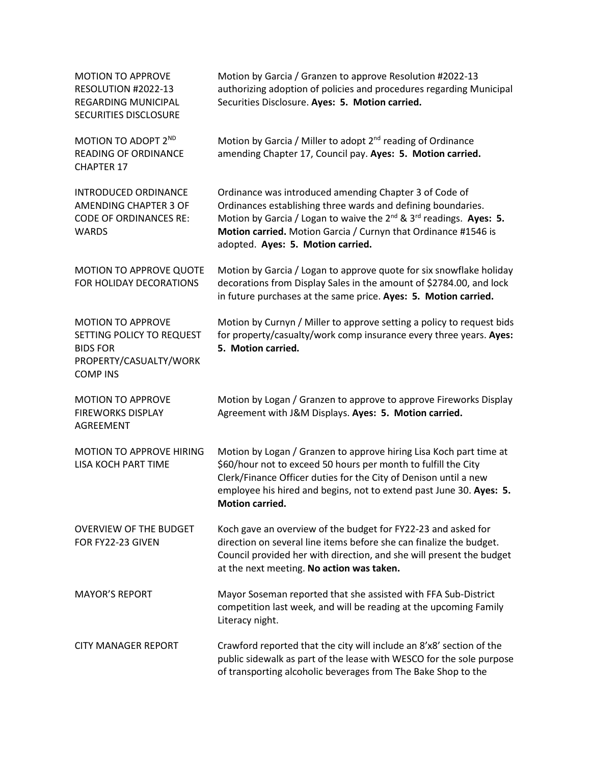**MOTION TO APPROVE RESOLUTION #2022-13 REGARDING MUNICIPAL SECURITIES DISCLOSURE**

Motion by Garcia / Granzen to approve Resolution #2022-13 authorizing adoption of policies and procedures regarding Municipal Securities Disclosure. **Ayes: 5. Motion carried.**

**MOTION TO ADOPT 2ND READING OF ORDINANCE CHAPTER 17**

Motion by Garcia / Miller to adopt 2nd reading of Ordinance amending Chapter 17, Council pay. **Ayes: 5. Motion carried.**

**INTRODUCED ORDINANCE AMENDING CHAPTER 3 OF CODE OF ORDINANCES RE: WARDS**

Ordinance was introduced amending Chapter 3 of Code of Ordinances establishing three wards and defining boundaries. Motion by Garcia / Logan to waive the 2nd & 3rd readings. **Ayes: 5. Motion carried.** Motion Garcia / Curnyn that Ordinance #1546 is adopted. **Ayes: 5. Motion carried.**

**MOTION TO APPROVE QUOTE FOR HOLIDAY DECORATIONS**

Motion by Garcia / Logan to approve quote for six snowflake holiday decorations from Display Sales in the amount of $2784.00, and lock in future purchases at the same price. **Ayes: 5. Motion carried.**

**MOTION TO APPROVE SETTING POLICY TO REQUEST BIDS FOR PROPERTY/CASUALTY/WORK COMP INS**

Motion by Curnyn / Miller to approve setting a policy to request bids for property/casualty/work comp insurance every three years. **Ayes: 5. Motion carried.**

**MOTION TO APPROVE FIREWORKS DISPLAY AGREEMENT**

Motion by Logan / Granzen to approve to approve Fireworks Display Agreement with J&M Displays. **Ayes: 5. Motion carried.**

**MOTION TO APPROVE HIRING LISA KOCH PART TIME**

Motion by Logan / Granzen to approve hiring Lisa Koch part time at $60/hour not to exceed 50 hours per month to fulfill the City Clerk/Finance Officer duties for the City of Denison until a new employee his hired and begins, not to extend past June 30. **Ayes: 5. Motion carried.**

**OVERVIEW OF THE BUDGET FOR FY22-23 GIVEN**

Koch gave an overview of the budget for FY22-23 and asked for direction on several line items before she can finalize the budget. Council provided her with direction, and she will present the budget at the next meeting. **No action was taken.**

**MAYOR'S REPORT**

Mayor Soseman reported that she assisted with FFA Sub-District competition last week, and will be reading at the upcoming Family Literacy night.

**CITY MANAGER REPORT**

Crawford reported that the city will include an 8'x8' section of the public sidewalk as part of the lease with WESCO for the sole purpose of transporting alcoholic beverages from The Bake Shop to the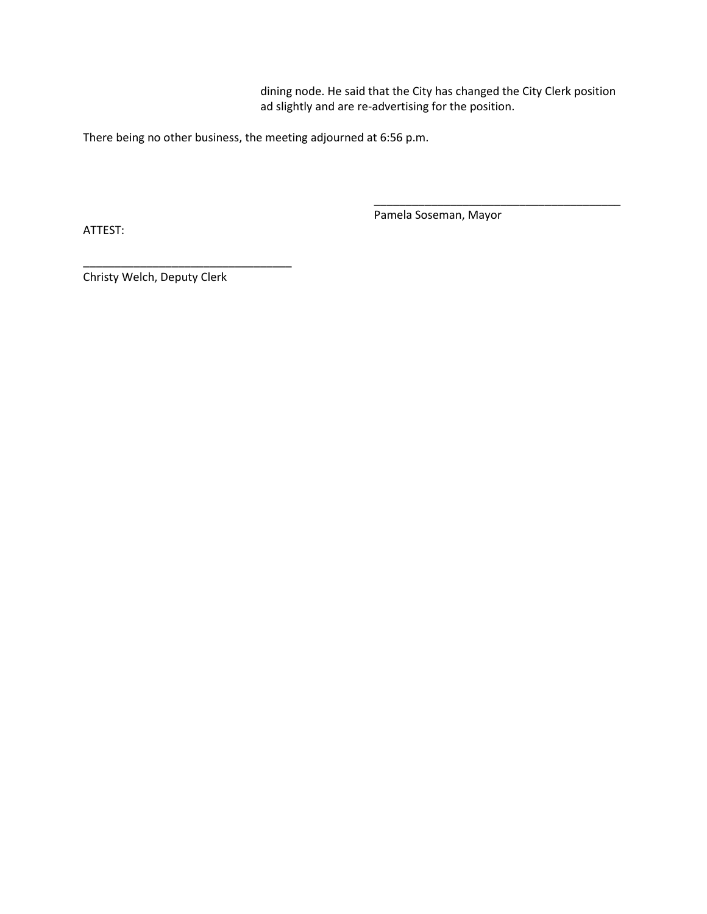dining node. He said that the City has changed the City Clerk position ad slightly and are re-advertising for the position.

There being no other business, the meeting adjourned at 6:56 p.m.

\_\_\_\_\_\_\_\_\_\_\_\_\_\_\_\_\_\_\_\_\_\_\_\_\_\_\_\_\_\_\_\_\_\_\_\_\_\_\_\_
Pamela Soseman, Mayor

ATTEST:

\_\_\_\_\_\_\_\_\_\_\_\_\_\_\_\_\_\_\_\_\_\_\_\_\_\_\_\_\_\_\_\_\_\_\_
Christy Welch, Deputy Clerk